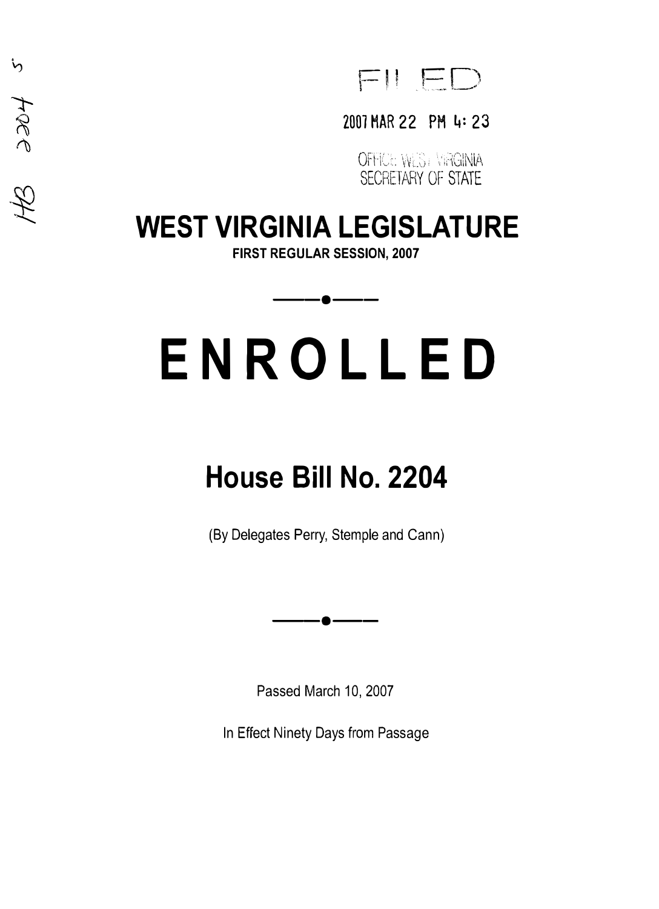HB 2204 5

FILED

2007 MAR 22 PM 4:23

OFFICE WEST VIRGINIA
SECRETARY OF STATE

# WEST VIRGINIA LEGISLATURE

**FIRST REGULAR SESSION, 2007**

# ENROLLED

## House Bill No. 2204

(By Delegates Perry, Stemple and Cann)

Passed March 10, 2007

In Effect Ninety Days from Passage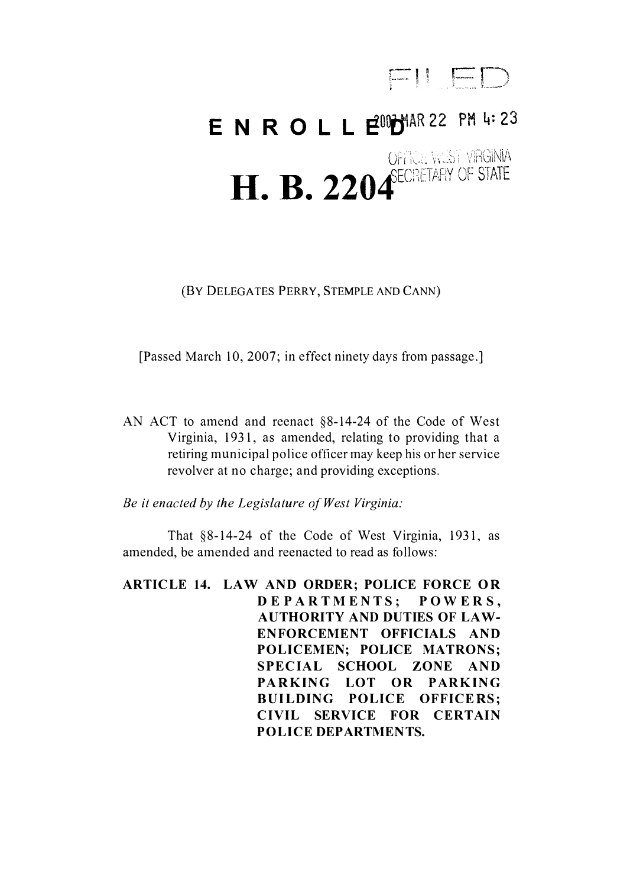FILED

# ENROLLED

2007 MAR 22 PM 4:23

OFFICE WEST VIRGINIA SECRETARY OF STATE

# H. B. 2204

(BY DELEGATES PERRY, STEMPLE AND CANN)

[Passed March 10, 2007; in effect ninety days from passage.]

AN ACT to amend and reenact §8-14-24 of the Code of West Virginia, 1931, as amended, relating to providing that a retiring municipal police officer may keep his or her service revolver at no charge; and providing exceptions.

*Be it enacted by the Legislature of West Virginia:*

That §8-14-24 of the Code of West Virginia, 1931, as amended, be amended and reenacted to read as follows:

**ARTICLE 14. LAW AND ORDER; POLICE FORCE OR DEPARTMENTS; POWERS, AUTHORITY AND DUTIES OF LAW-ENFORCEMENT OFFICIALS AND POLICEMEN; POLICE MATRONS; SPECIAL SCHOOL ZONE AND PARKING LOT OR PARKING BUILDING POLICE OFFICERS; CIVIL SERVICE FOR CERTAIN POLICE DEPARTMENTS.**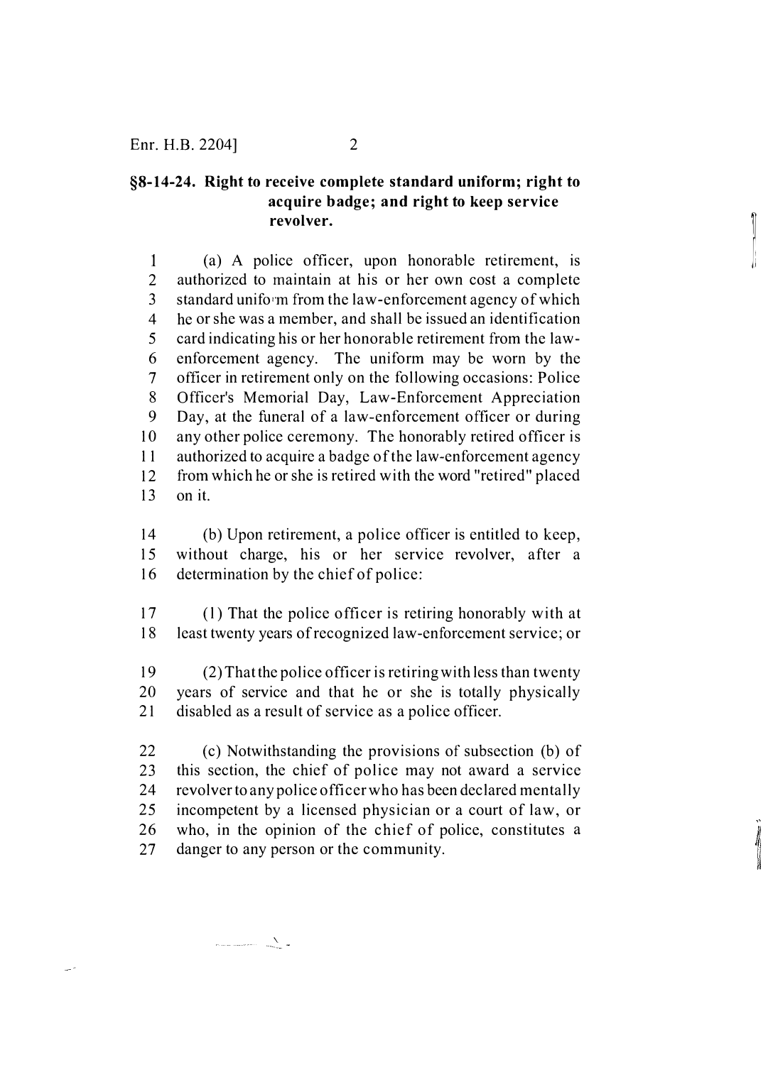**§8-14-24. Right to receive complete standard uniform; right to acquire badge; and right to keep service revolver.**

(a) A police officer, upon honorable retirement, is authorized to maintain at his or her own cost a complete standard uniform from the law-enforcement agency of which he or she was a member, and shall be issued an identification card indicating his or her honorable retirement from the law-enforcement agency. The uniform may be worn by the officer in retirement only on the following occasions: Police Officer's Memorial Day, Law-Enforcement Appreciation Day, at the funeral of a law-enforcement officer or during any other police ceremony. The honorably retired officer is authorized to acquire a badge of the law-enforcement agency from which he or she is retired with the word "retired" placed on it.

(b) Upon retirement, a police officer is entitled to keep, without charge, his or her service revolver, after a determination by the chief of police:

(1) That the police officer is retiring honorably with at least twenty years of recognized law-enforcement service; or

(2) That the police officer is retiring with less than twenty years of service and that he or she is totally physically disabled as a result of service as a police officer.

(c) Notwithstanding the provisions of subsection (b) of this section, the chief of police may not award a service revolver to any police officer who has been declared mentally incompetent by a licensed physician or a court of law, or who, in the opinion of the chief of police, constitutes a danger to any person or the community.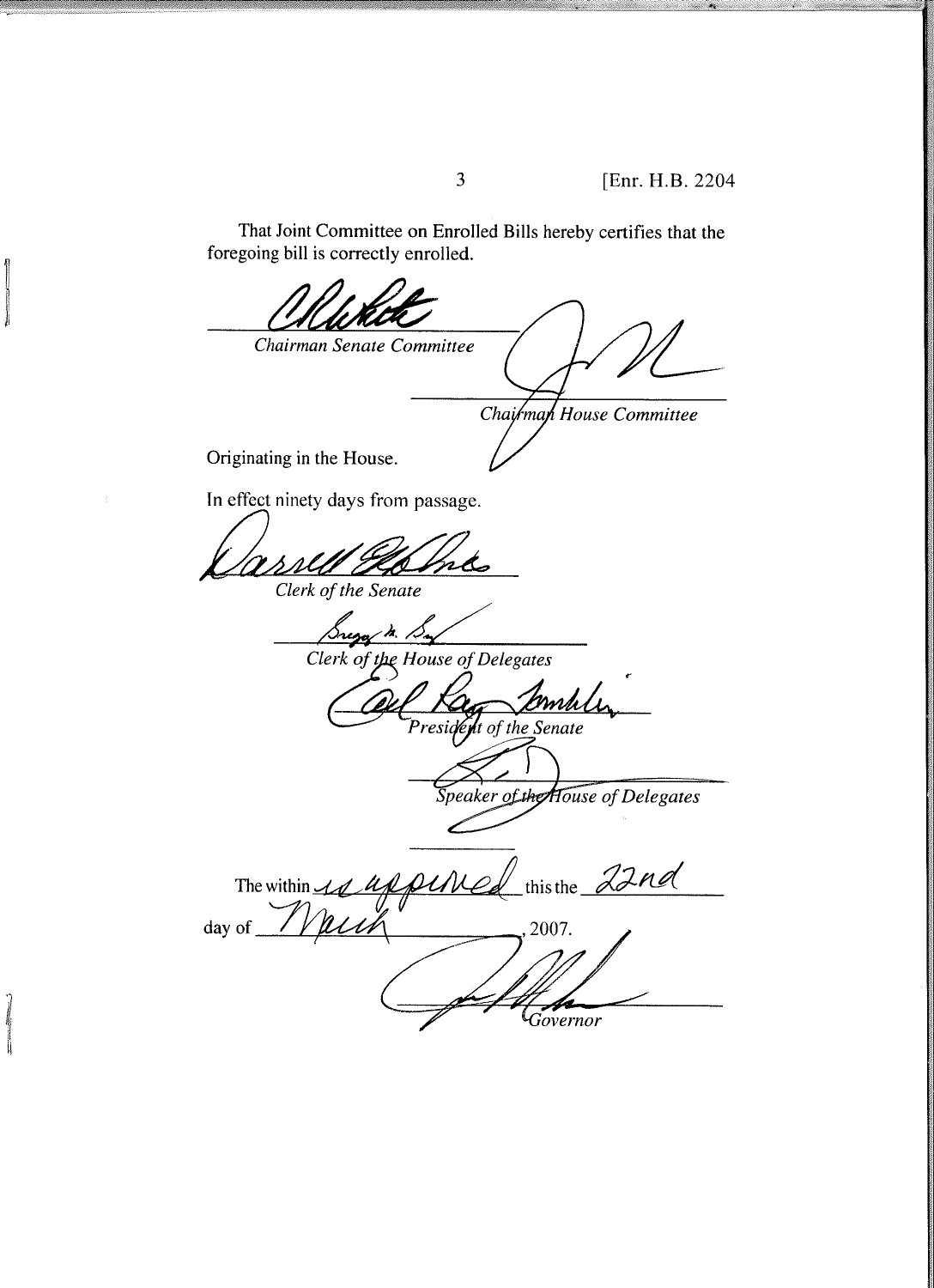That Joint Committee on Enrolled Bills hereby certifies that the foregoing bill is correctly enrolled.

_______________________
*Chairman Senate Committee*

_______________________
*Chairman House Committee*

Originating in the House.

In effect ninety days from passage.

_______________________
*Clerk of the Senate*

_______________________
*Clerk of the House of Delegates*

_______________________
*President of the Senate*

_______________________
*Speaker of the House of Delegates*

The within is approved this the 22nd day of March, 2007.

_______________________
*Governor*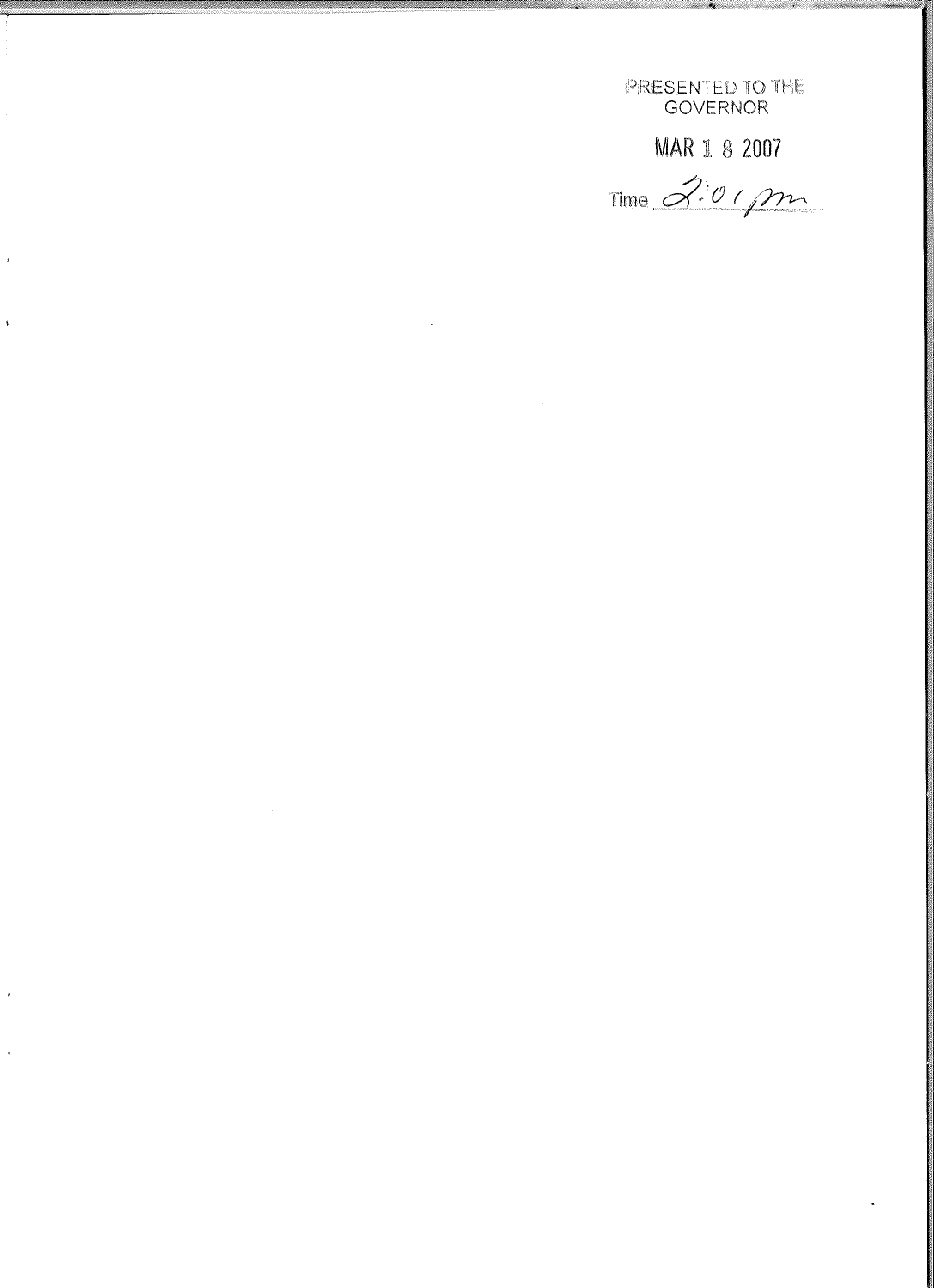PRESENTED TO THE GOVERNOR

MAR 1 8 2007

Time 2:01 pm